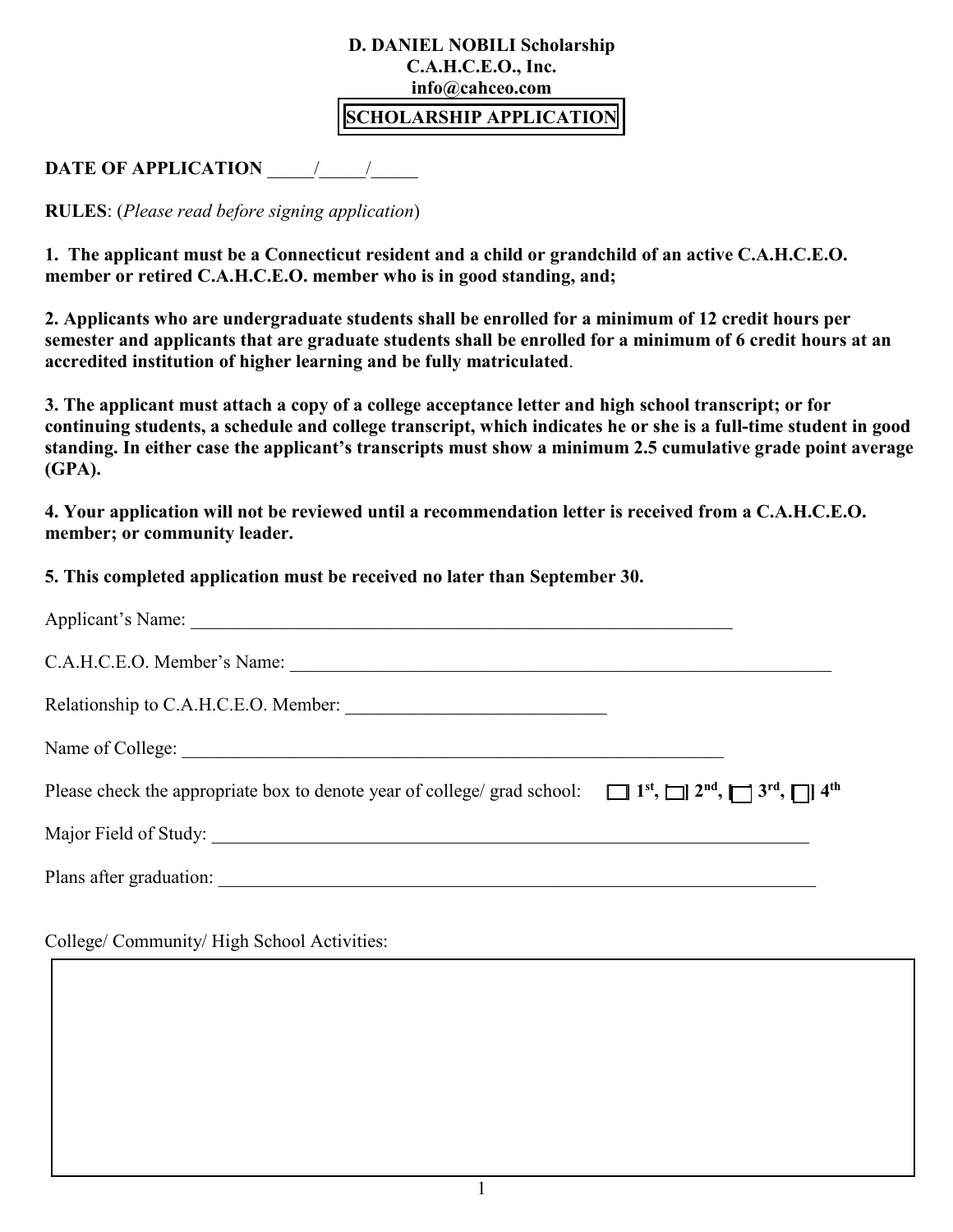**D. DANIEL NOBILI Scholarship**
**C.A.H.C.E.O., Inc.**
**info@cahceo.com**

# SCHOLARSHIP APPLICATION

**DATE OF APPLICATION** _____/_____/_____

**RULES**: (*Please read before signing application*)

**1. The applicant must be a Connecticut resident and a child or grandchild of an active C.A.H.C.E.O. member or retired C.A.H.C.E.O. member who is in good standing, and;**

**2. Applicants who are undergraduate students shall be enrolled for a minimum of 12 credit hours per semester and applicants that are graduate students shall be enrolled for a minimum of 6 credit hours at an accredited institution of higher learning and be fully matriculated**.

**3. The applicant must attach a copy of a college acceptance letter and high school transcript; or for continuing students, a schedule and college transcript, which indicates he or she is a full-time student in good standing. In either case the applicant's transcripts must show a minimum 2.5 cumulative grade point average (GPA).**

**4. Your application will not be reviewed until a recommendation letter is received from a C.A.H.C.E.O. member; or community leader.**

**5. This completed application must be received no later than September 30.**

Applicant's Name: ______________________________________________________________

C.A.H.C.E.O. Member's Name: ______________________________________________________________

Relationship to C.A.H.C.E.O. Member: ____________________________

Name of College: ______________________________________________________________

Please check the appropriate box to denote year of college/ grad school: ☐ **1st**, ☐ **2nd**, ☐ **3rd**, ☐ **4th**

Major Field of Study: ______________________________________________________________

Plans after graduation: ______________________________________________________________

College/ Community/ High School Activities: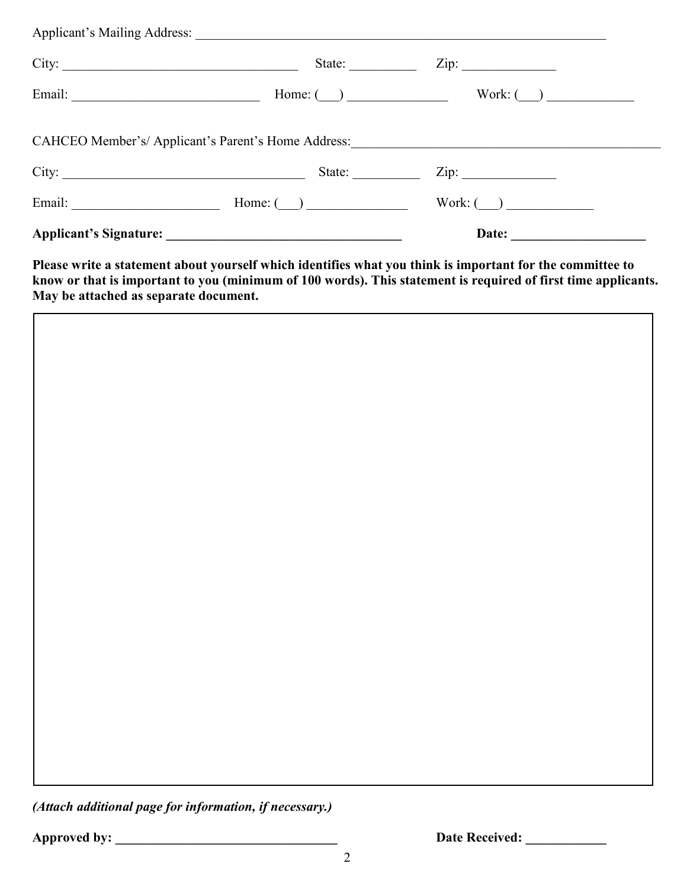Applicant's Mailing Address: ___________________________________________________________________

City: ___________________________________ State: __________ Zip: ______________

Email: ____________________________ Home: (___) _______________ Work: (___) _____________

CAHCEO Member's/ Applicant's Parent's Home Address:_______________________________________________

City: _____________________________________ State: __________ Zip: ______________

Email: ______________________ Home: (___) _______________ Work: (___) _____________

**Applicant's Signature: ___________________________________ Date: ____________________**

**Please write a statement about yourself which identifies what you think is important for the committee to know or that is important to you (minimum of 100 words). This statement is required of first time applicants. May be attached as separate document.**

| |
|---|
| |

***(Attach additional page for information, if necessary.)***

**Approved by: _________________________________ Date Received: ____________**